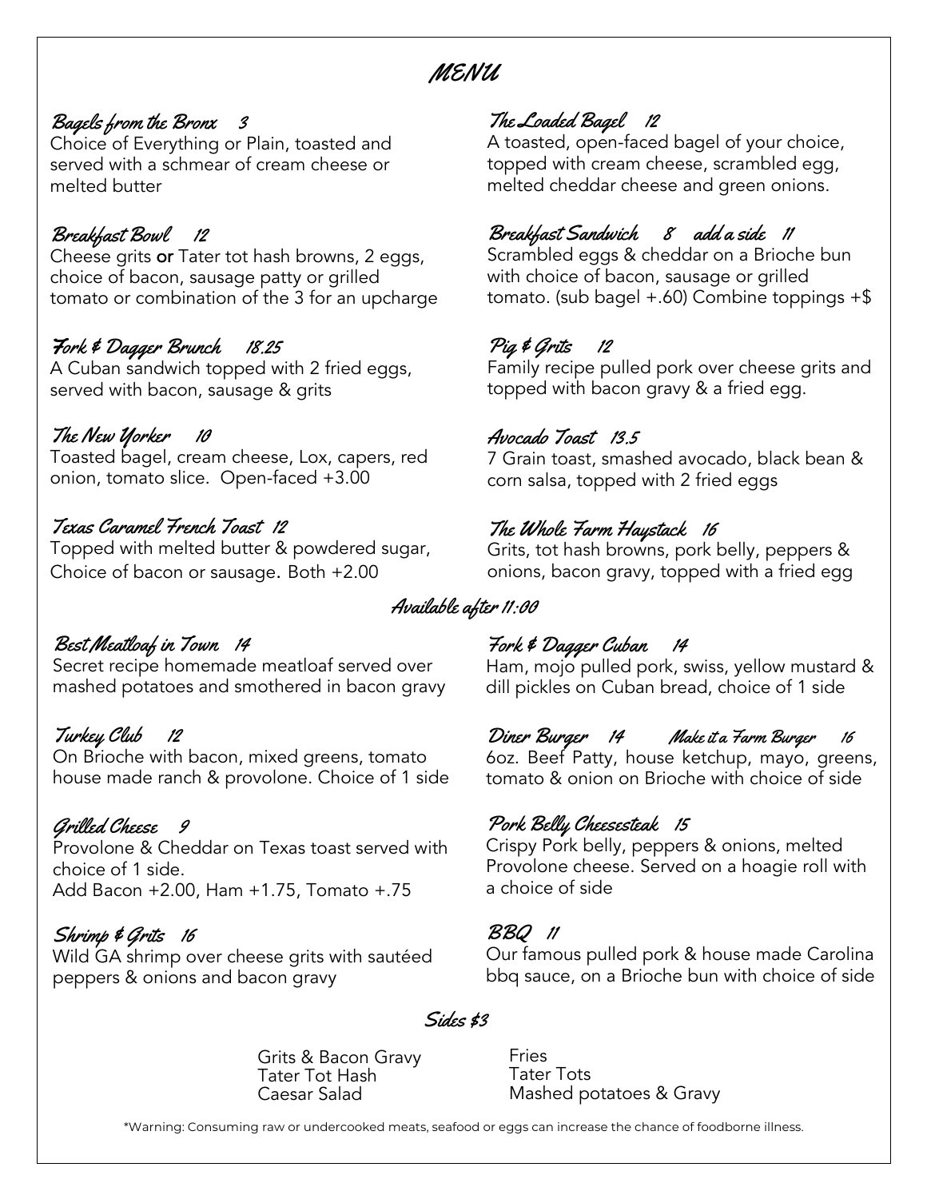# MENU

### Bagels from the Bronx 3
Choice of Everything or Plain, toasted and served with a schmear of cream cheese or melted butter

### Breakfast Bowl 12
Cheese grits **or** Tater tot hash browns, 2 eggs, choice of bacon, sausage patty or grilled tomato or combination of the 3 for an upcharge

### Fork & Dagger Brunch 18.25
A Cuban sandwich topped with 2 fried eggs, served with bacon, sausage & grits

### The New Yorker 10
Toasted bagel, cream cheese, Lox, capers, red onion, tomato slice. Open-faced +3.00

### Texas Caramel French Toast 12
Topped with melted butter & powdered sugar, Choice of bacon or sausage. Both +2.00

### The Loaded Bagel 12
A toasted, open-faced bagel of your choice, topped with cream cheese, scrambled egg, melted cheddar cheese and green onions.

### Breakfast Sandwich 8 add a side 11
Scrambled eggs & cheddar on a Brioche bun with choice of bacon, sausage or grilled tomato. (sub bagel +.60) Combine toppings +$

### Pig & Grits 12
Family recipe pulled pork over cheese grits and topped with bacon gravy & a fried egg.

### Avocado Toast 13.5
7 Grain toast, smashed avocado, black bean & corn salsa, topped with 2 fried eggs

### The Whole Farm Haystack 16
Grits, tot hash browns, pork belly, peppers & onions, bacon gravy, topped with a fried egg

## Available after 11:00

### Best Meatloaf in Town 14
Secret recipe homemade meatloaf served over mashed potatoes and smothered in bacon gravy

### Turkey Club 12
On Brioche with bacon, mixed greens, tomato house made ranch & provolone. Choice of 1 side

### Grilled Cheese 9
Provolone & Cheddar on Texas toast served with choice of 1 side.
Add Bacon +2.00, Ham +1.75, Tomato +.75

### Shrimp & Grits 16
Wild GA shrimp over cheese grits with sautéed peppers & onions and bacon gravy

### Fork & Dagger Cuban 14
Ham, mojo pulled pork, swiss, yellow mustard & dill pickles on Cuban bread, choice of 1 side

### Diner Burger 14 Make it a Farm Burger 16
6oz. Beef Patty, house ketchup, mayo, greens, tomato & onion on Brioche with choice of side

### Pork Belly Cheesesteak 15
Crispy Pork belly, peppers & onions, melted Provolone cheese. Served on a hoagie roll with a choice of side

### BBQ 11
Our famous pulled pork & house made Carolina bbq sauce, on a Brioche bun with choice of side

## Sides $3

- Grits & Bacon Gravy
- Tater Tot Hash
- Caesar Salad
- Fries
- Tater Tots
- Mashed potatoes & Gravy

*Warning: Consuming raw or undercooked meats, seafood or eggs can increase the chance of foodborne illness.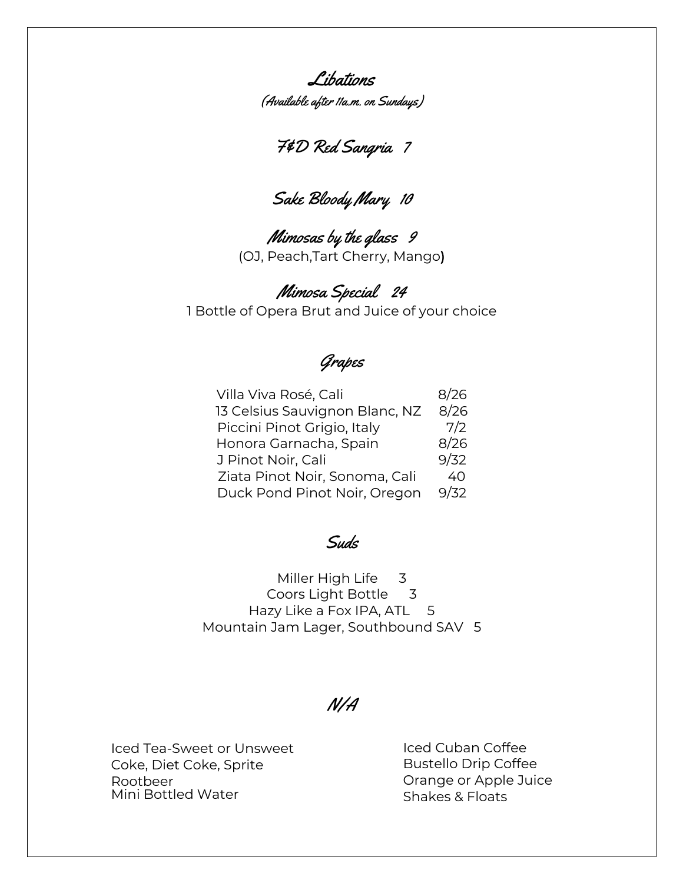# Libations

(Available after 11a.m. on Sundays)

## F&D Red Sangria 7

## Sake Bloody Mary 10

## Mimosas by the glass 9

(OJ, Peach,Tart Cherry, Mango)

## Mimosa Special 24

1 Bottle of Opera Brut and Juice of your choice

# Grapes

| | |
|---|---|
| Villa Viva Rosé, Cali | 8/26 |
| 13 Celsius Sauvignon Blanc, NZ | 8/26 |
| Piccini Pinot Grigio, Italy | 7/2 |
| Honora Garnacha, Spain | 8/26 |
| J Pinot Noir, Cali | 9/32 |
| Ziata Pinot Noir, Sonoma, Cali | 40 |
| Duck Pond Pinot Noir, Oregon | 9/32 |

# Suds

Miller High Life 3

Coors Light Bottle 3

Hazy Like a Fox IPA, ATL 5

Mountain Jam Lager, Southbound SAV 5

# N/A

Iced Tea-Sweet or Unsweet

Coke, Diet Coke, Sprite

Rootbeer

Mini Bottled Water

Iced Cuban Coffee

Bustello Drip Coffee

Orange or Apple Juice

Shakes & Floats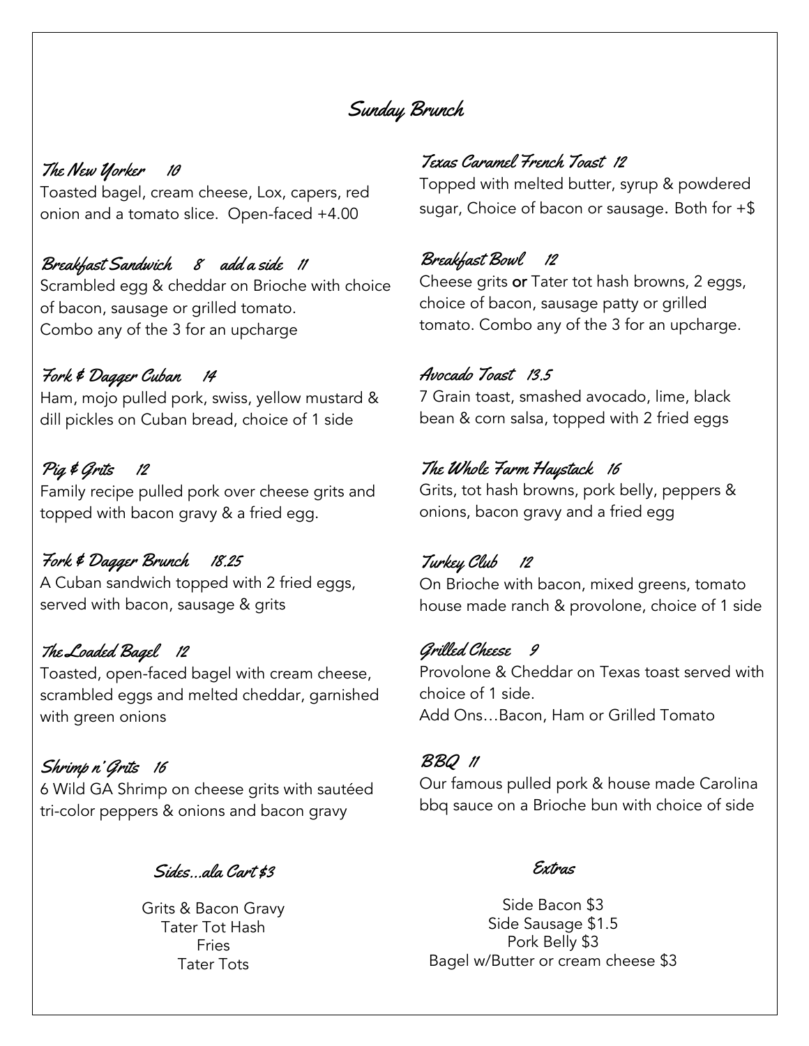# Sunday Brunch

### The New Yorker 10

Toasted bagel, cream cheese, Lox, capers, red onion and a tomato slice. Open-faced +4.00

### Breakfast Sandwich 8 add a side 11

Scrambled egg & cheddar on Brioche with choice of bacon, sausage or grilled tomato.
Combo any of the 3 for an upcharge

### Fork & Dagger Cuban 14

Ham, mojo pulled pork, swiss, yellow mustard & dill pickles on Cuban bread, choice of 1 side

### Pig & Grits 12

Family recipe pulled pork over cheese grits and topped with bacon gravy & a fried egg.

### Fork & Dagger Brunch 18.25

A Cuban sandwich topped with 2 fried eggs, served with bacon, sausage & grits

### The Loaded Bagel 12

Toasted, open-faced bagel with cream cheese, scrambled eggs and melted cheddar, garnished with green onions

### Shrimp n' Grits 16

6 Wild GA Shrimp on cheese grits with sautéed tri-color peppers & onions and bacon gravy

### Texas Caramel French Toast 12

Topped with melted butter, syrup & powdered sugar, Choice of bacon or sausage. Both for +$

### Breakfast Bowl 12

Cheese grits **or** Tater tot hash browns, 2 eggs, choice of bacon, sausage patty or grilled tomato. Combo any of the 3 for an upcharge.

### Avocado Toast 13.5

7 Grain toast, smashed avocado, lime, black bean & corn salsa, topped with 2 fried eggs

### The Whole Farm Haystack 16

Grits, tot hash browns, pork belly, peppers & onions, bacon gravy and a fried egg

### Turkey Club 12

On Brioche with bacon, mixed greens, tomato house made ranch & provolone, choice of 1 side

### Grilled Cheese 9

Provolone & Cheddar on Texas toast served with choice of 1 side.
Add Ons…Bacon, Ham or Grilled Tomato

### BBQ 11

Our famous pulled pork & house made Carolina bbq sauce on a Brioche bun with choice of side

## Sides…ala Cart $3

Grits & Bacon Gravy
Tater Tot Hash
Fries
Tater Tots

## Extras

Side Bacon $3
Side Sausage $1.5
Pork Belly $3
Bagel w/Butter or cream cheese $3